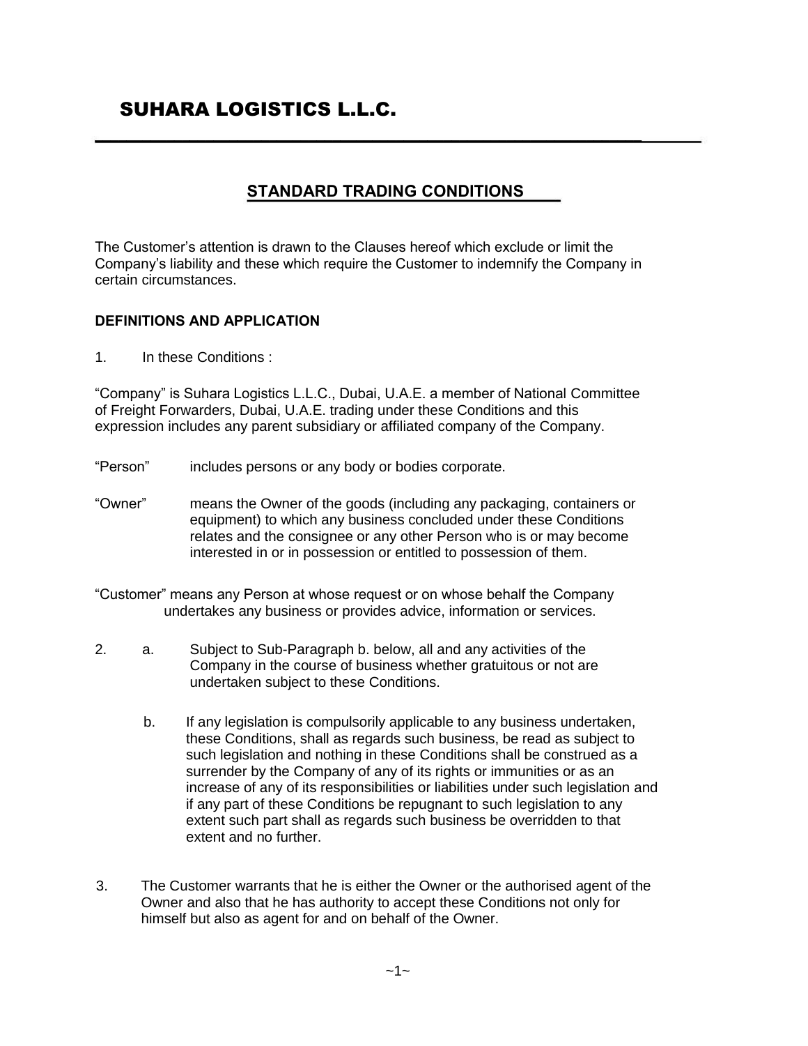# SUHARA LOGISTICS L.L.C.

## STANDARD TRADING CONDITIONS

The Customer's attention is drawn to the Clauses hereof which exclude or limit the Company's liability and these which require the Customer to indemnify the Company in certain circumstances.

### DEFINITIONS AND APPLICATION

1. In these Conditions :

"Company" is Suhara Logistics L.L.C., Dubai, U.A.E. a member of National Committee of Freight Forwarders, Dubai, U.A.E. trading under these Conditions and this expression includes any parent subsidiary or affiliated company of the Company.

"Person" includes persons or any body or bodies corporate.

"Owner" means the Owner of the goods (including any packaging, containers or equipment) to which any business concluded under these Conditions relates and the consignee or any other Person who is or may become interested in or in possession or entitled to possession of them.

"Customer" means any Person at whose request or on whose behalf the Company undertakes any business or provides advice, information or services.

2. a. Subject to Sub-Paragraph b. below, all and any activities of the Company in the course of business whether gratuitous or not are undertaken subject to these Conditions.

   b. If any legislation is compulsorily applicable to any business undertaken, these Conditions, shall as regards such business, be read as subject to such legislation and nothing in these Conditions shall be construed as a surrender by the Company of any of its rights or immunities or as an increase of any of its responsibilities or liabilities under such legislation and if any part of these Conditions be repugnant to such legislation to any extent such part shall as regards such business be overridden to that extent and no further.

3. The Customer warrants that he is either the Owner or the authorised agent of the Owner and also that he has authority to accept these Conditions not only for himself but also as agent for and on behalf of the Owner.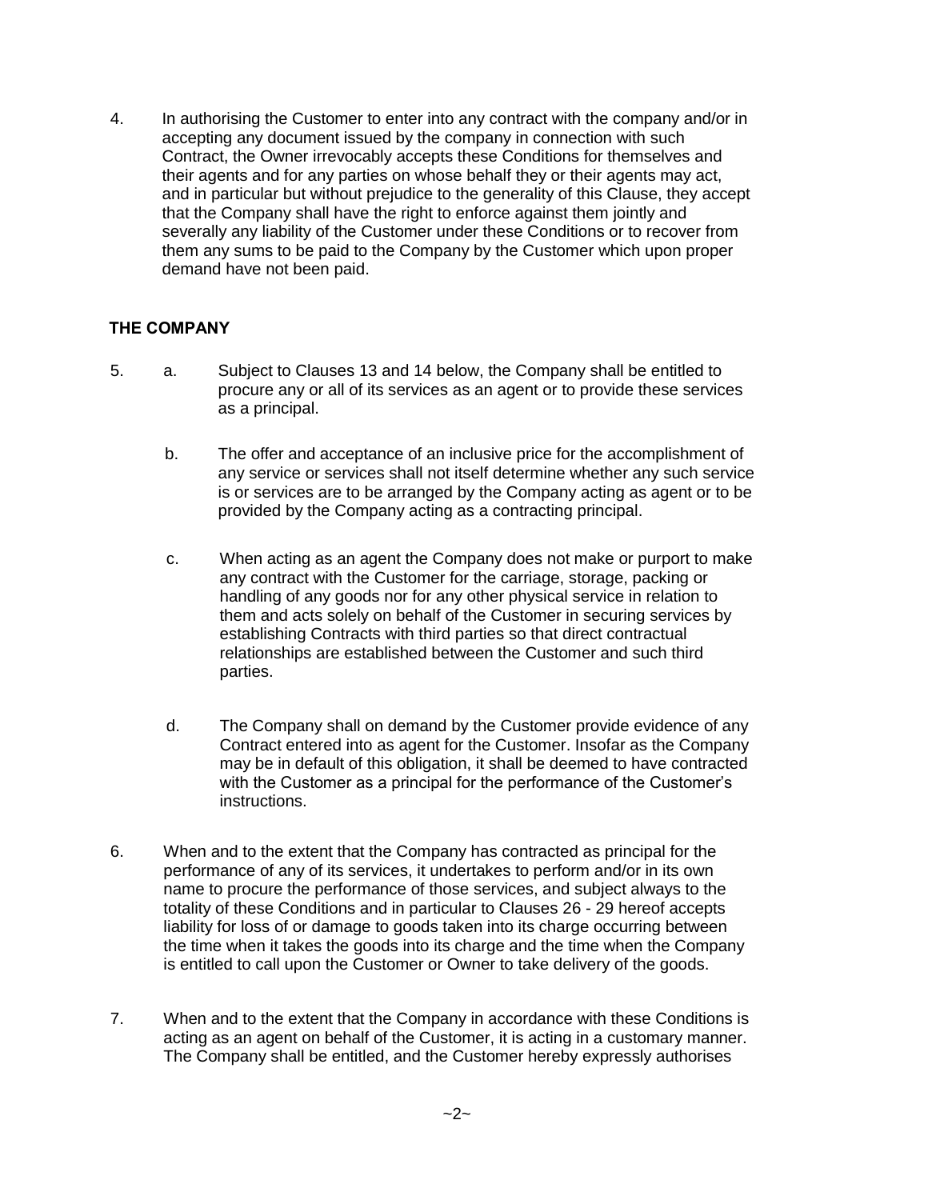4. In authorising the Customer to enter into any contract with the company and/or in accepting any document issued by the company in connection with such Contract, the Owner irrevocably accepts these Conditions for themselves and their agents and for any parties on whose behalf they or their agents may act, and in particular but without prejudice to the generality of this Clause, they accept that the Company shall have the right to enforce against them jointly and severally any liability of the Customer under these Conditions or to recover from them any sums to be paid to the Company by the Customer which upon proper demand have not been paid.

**THE COMPANY**

5. a. Subject to Clauses 13 and 14 below, the Company shall be entitled to procure any or all of its services as an agent or to provide these services as a principal.

   b. The offer and acceptance of an inclusive price for the accomplishment of any service or services shall not itself determine whether any such service is or services are to be arranged by the Company acting as agent or to be provided by the Company acting as a contracting principal.

   c. When acting as an agent the Company does not make or purport to make any contract with the Customer for the carriage, storage, packing or handling of any goods nor for any other physical service in relation to them and acts solely on behalf of the Customer in securing services by establishing Contracts with third parties so that direct contractual relationships are established between the Customer and such third parties.

   d. The Company shall on demand by the Customer provide evidence of any Contract entered into as agent for the Customer. Insofar as the Company may be in default of this obligation, it shall be deemed to have contracted with the Customer as a principal for the performance of the Customer's instructions.

6. When and to the extent that the Company has contracted as principal for the performance of any of its services, it undertakes to perform and/or in its own name to procure the performance of those services, and subject always to the totality of these Conditions and in particular to Clauses 26 - 29 hereof accepts liability for loss of or damage to goods taken into its charge occurring between the time when it takes the goods into its charge and the time when the Company is entitled to call upon the Customer or Owner to take delivery of the goods.

7. When and to the extent that the Company in accordance with these Conditions is acting as an agent on behalf of the Customer, it is acting in a customary manner. The Company shall be entitled, and the Customer hereby expressly authorises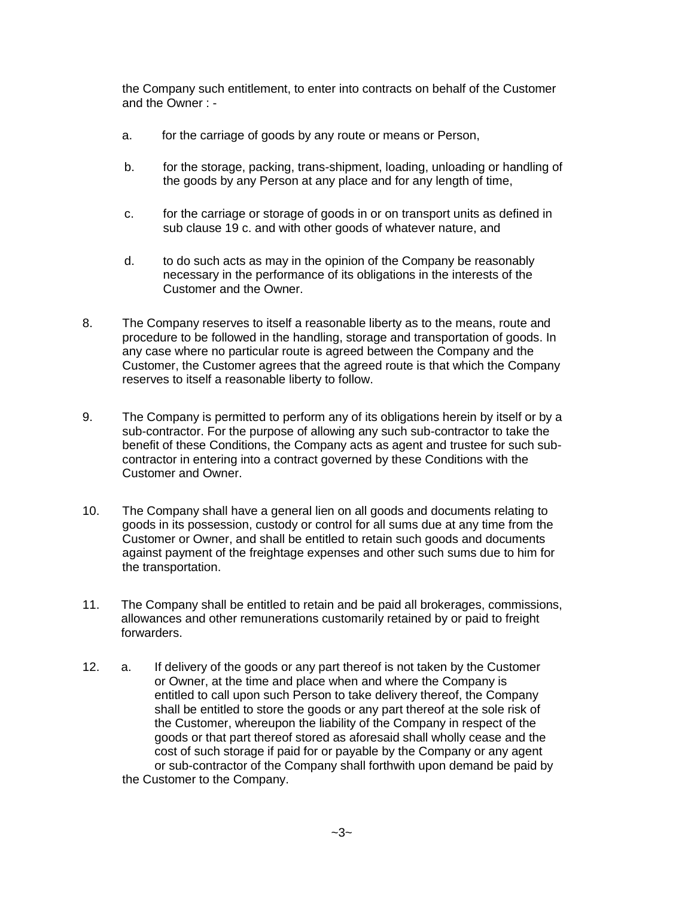the Company such entitlement, to enter into contracts on behalf of the Customer and the Owner : -

a. for the carriage of goods by any route or means or Person,

b. for the storage, packing, trans-shipment, loading, unloading or handling of the goods by any Person at any place and for any length of time,

c. for the carriage or storage of goods in or on transport units as defined in sub clause 19 c. and with other goods of whatever nature, and

d. to do such acts as may in the opinion of the Company be reasonably necessary in the performance of its obligations in the interests of the Customer and the Owner.

8. The Company reserves to itself a reasonable liberty as to the means, route and procedure to be followed in the handling, storage and transportation of goods. In any case where no particular route is agreed between the Company and the Customer, the Customer agrees that the agreed route is that which the Company reserves to itself a reasonable liberty to follow.

9. The Company is permitted to perform any of its obligations herein by itself or by a sub-contractor. For the purpose of allowing any such sub-contractor to take the benefit of these Conditions, the Company acts as agent and trustee for such sub-contractor in entering into a contract governed by these Conditions with the Customer and Owner.

10. The Company shall have a general lien on all goods and documents relating to goods in its possession, custody or control for all sums due at any time from the Customer or Owner, and shall be entitled to retain such goods and documents against payment of the freightage expenses and other such sums due to him for the transportation.

11. The Company shall be entitled to retain and be paid all brokerages, commissions, allowances and other remunerations customarily retained by or paid to freight forwarders.

12. a. If delivery of the goods or any part thereof is not taken by the Customer or Owner, at the time and place when and where the Company is entitled to call upon such Person to take delivery thereof, the Company shall be entitled to store the goods or any part thereof at the sole risk of the Customer, whereupon the liability of the Company in respect of the goods or that part thereof stored as aforesaid shall wholly cease and the cost of such storage if paid for or payable by the Company or any agent or sub-contractor of the Company shall forthwith upon demand be paid by the Customer to the Company.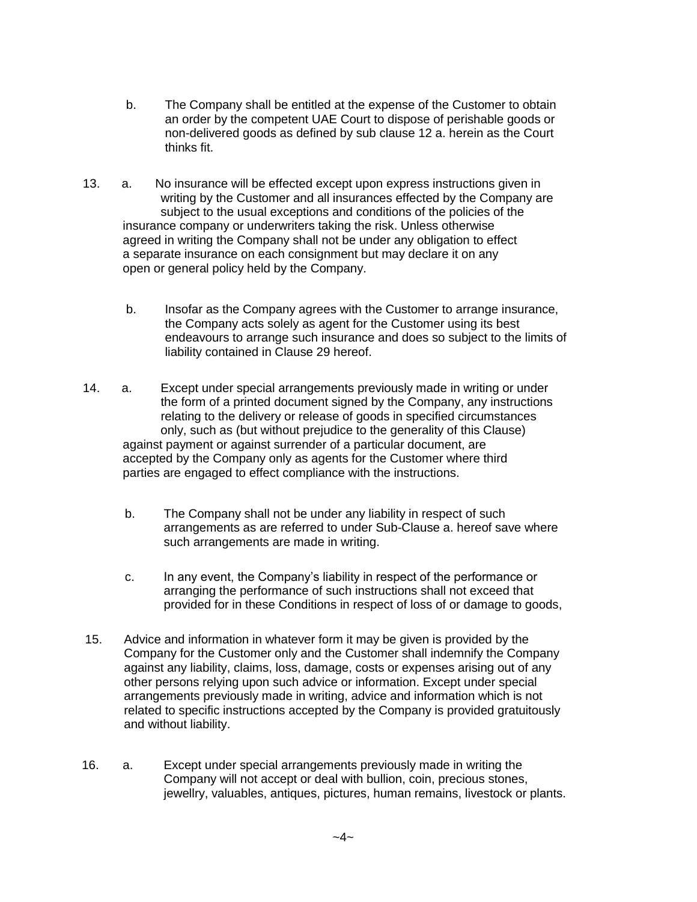b. The Company shall be entitled at the expense of the Customer to obtain an order by the competent UAE Court to dispose of perishable goods or non-delivered goods as defined by sub clause 12 a. herein as the Court thinks fit.

13. a. No insurance will be effected except upon express instructions given in writing by the Customer and all insurances effected by the Company are subject to the usual exceptions and conditions of the policies of the insurance company or underwriters taking the risk. Unless otherwise agreed in writing the Company shall not be under any obligation to effect a separate insurance on each consignment but may declare it on any open or general policy held by the Company.

    b. Insofar as the Company agrees with the Customer to arrange insurance, the Company acts solely as agent for the Customer using its best endeavours to arrange such insurance and does so subject to the limits of liability contained in Clause 29 hereof.

14. a. Except under special arrangements previously made in writing or under the form of a printed document signed by the Company, any instructions relating to the delivery or release of goods in specified circumstances only, such as (but without prejudice to the generality of this Clause) against payment or against surrender of a particular document, are accepted by the Company only as agents for the Customer where third parties are engaged to effect compliance with the instructions.

    b. The Company shall not be under any liability in respect of such arrangements as are referred to under Sub-Clause a. hereof save where such arrangements are made in writing.

    c. In any event, the Company's liability in respect of the performance or arranging the performance of such instructions shall not exceed that provided for in these Conditions in respect of loss of or damage to goods,

15. Advice and information in whatever form it may be given is provided by the Company for the Customer only and the Customer shall indemnify the Company against any liability, claims, loss, damage, costs or expenses arising out of any other persons relying upon such advice or information. Except under special arrangements previously made in writing, advice and information which is not related to specific instructions accepted by the Company is provided gratuitously and without liability.

16. a. Except under special arrangements previously made in writing the Company will not accept or deal with bullion, coin, precious stones, jewellry, valuables, antiques, pictures, human remains, livestock or plants.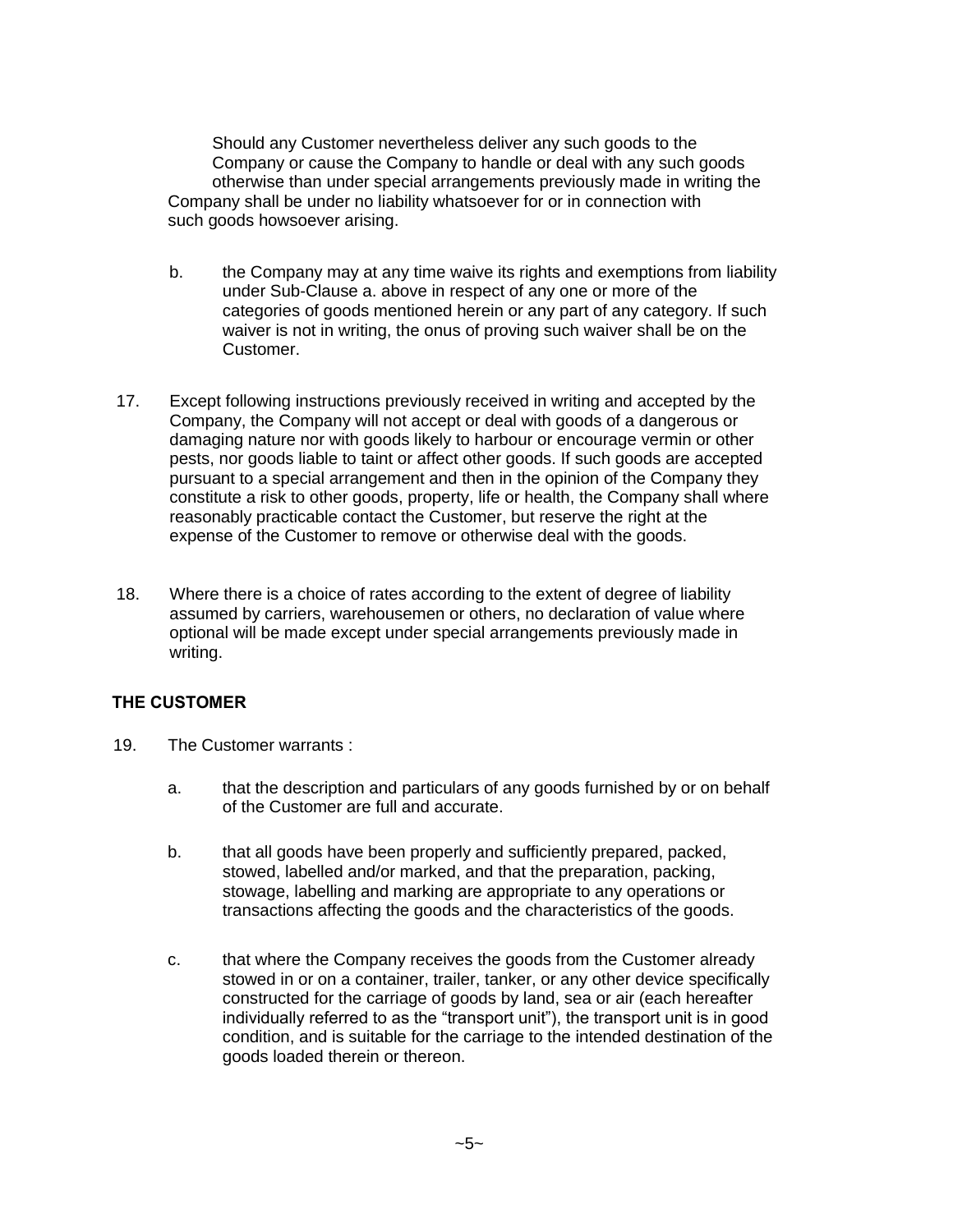Should any Customer nevertheless deliver any such goods to the Company or cause the Company to handle or deal with any such goods otherwise than under special arrangements previously made in writing the Company shall be under no liability whatsoever for or in connection with such goods howsoever arising.

b. the Company may at any time waive its rights and exemptions from liability under Sub-Clause a. above in respect of any one or more of the categories of goods mentioned herein or any part of any category. If such waiver is not in writing, the onus of proving such waiver shall be on the Customer.

17. Except following instructions previously received in writing and accepted by the Company, the Company will not accept or deal with goods of a dangerous or damaging nature nor with goods likely to harbour or encourage vermin or other pests, nor goods liable to taint or affect other goods. If such goods are accepted pursuant to a special arrangement and then in the opinion of the Company they constitute a risk to other goods, property, life or health, the Company shall where reasonably practicable contact the Customer, but reserve the right at the expense of the Customer to remove or otherwise deal with the goods.

18. Where there is a choice of rates according to the extent of degree of liability assumed by carriers, warehousemen or others, no declaration of value where optional will be made except under special arrangements previously made in writing.

**THE CUSTOMER**

19. The Customer warrants :

a. that the description and particulars of any goods furnished by or on behalf of the Customer are full and accurate.

b. that all goods have been properly and sufficiently prepared, packed, stowed, labelled and/or marked, and that the preparation, packing, stowage, labelling and marking are appropriate to any operations or transactions affecting the goods and the characteristics of the goods.

c. that where the Company receives the goods from the Customer already stowed in or on a container, trailer, tanker, or any other device specifically constructed for the carriage of goods by land, sea or air (each hereafter individually referred to as the "transport unit"), the transport unit is in good condition, and is suitable for the carriage to the intended destination of the goods loaded therein or thereon.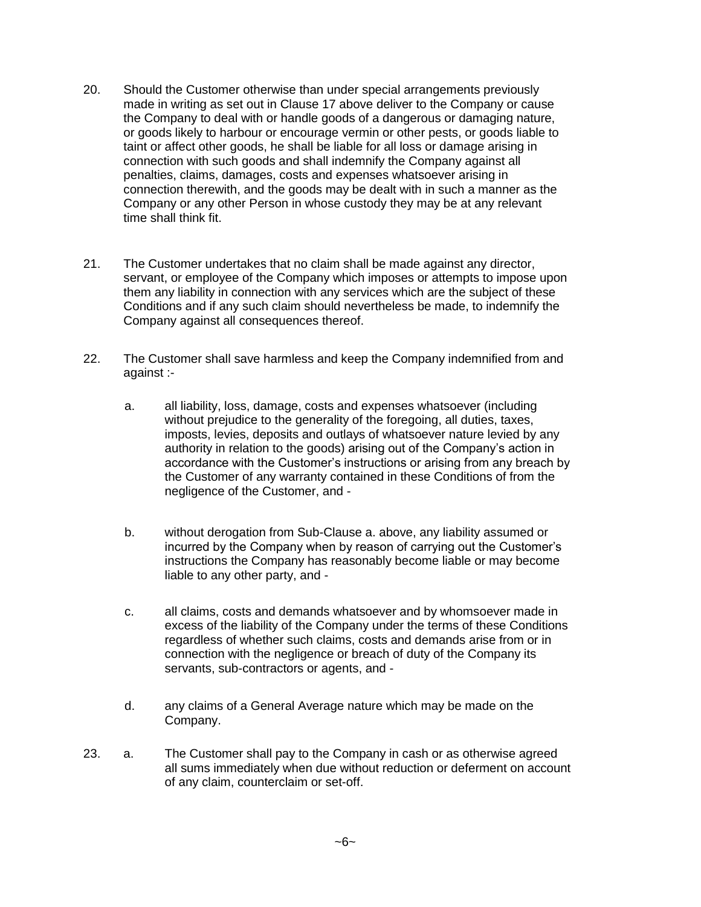20. Should the Customer otherwise than under special arrangements previously made in writing as set out in Clause 17 above deliver to the Company or cause the Company to deal with or handle goods of a dangerous or damaging nature, or goods likely to harbour or encourage vermin or other pests, or goods liable to taint or affect other goods, he shall be liable for all loss or damage arising in connection with such goods and shall indemnify the Company against all penalties, claims, damages, costs and expenses whatsoever arising in connection therewith, and the goods may be dealt with in such a manner as the Company or any other Person in whose custody they may be at any relevant time shall think fit.

21. The Customer undertakes that no claim shall be made against any director, servant, or employee of the Company which imposes or attempts to impose upon them any liability in connection with any services which are the subject of these Conditions and if any such claim should nevertheless be made, to indemnify the Company against all consequences thereof.

22. The Customer shall save harmless and keep the Company indemnified from and against :-

    a. all liability, loss, damage, costs and expenses whatsoever (including without prejudice to the generality of the foregoing, all duties, taxes, imposts, levies, deposits and outlays of whatsoever nature levied by any authority in relation to the goods) arising out of the Company's action in accordance with the Customer's instructions or arising from any breach by the Customer of any warranty contained in these Conditions of from the negligence of the Customer, and -

    b. without derogation from Sub-Clause a. above, any liability assumed or incurred by the Company when by reason of carrying out the Customer's instructions the Company has reasonably become liable or may become liable to any other party, and -

    c. all claims, costs and demands whatsoever and by whomsoever made in excess of the liability of the Company under the terms of these Conditions regardless of whether such claims, costs and demands arise from or in connection with the negligence or breach of duty of the Company its servants, sub-contractors or agents, and -

    d. any claims of a General Average nature which may be made on the Company.

23. a. The Customer shall pay to the Company in cash or as otherwise agreed all sums immediately when due without reduction or deferment on account of any claim, counterclaim or set-off.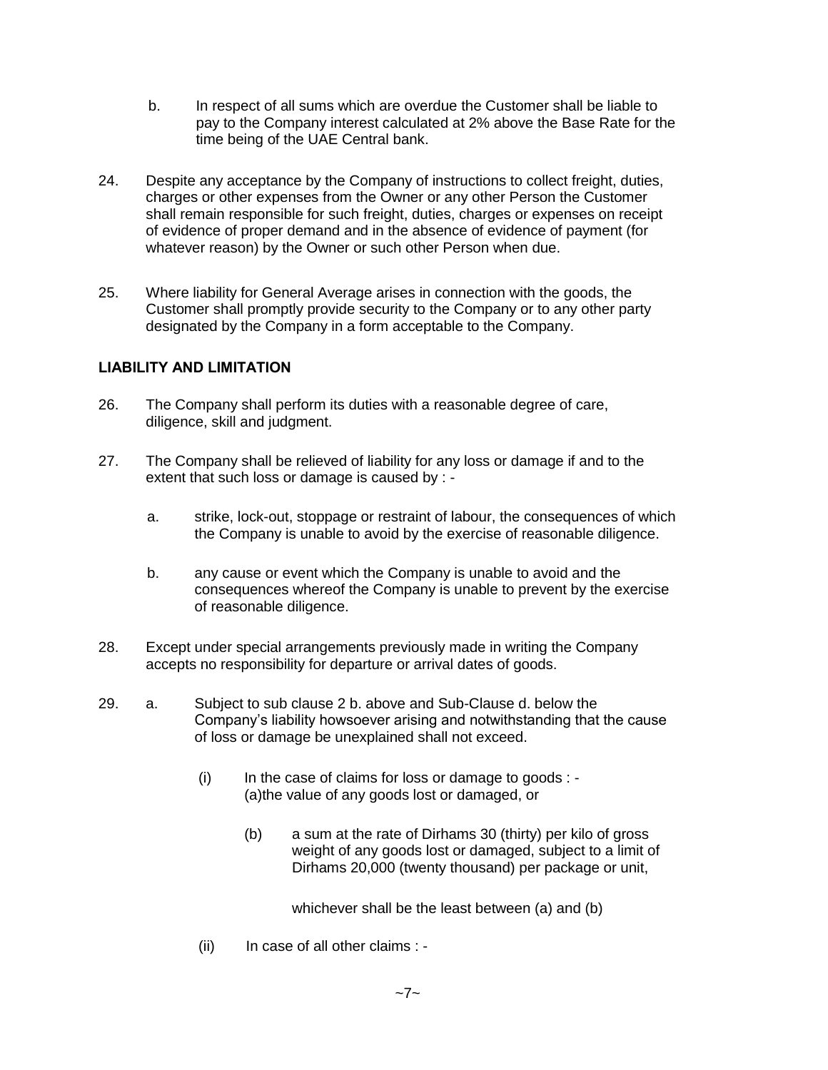b. In respect of all sums which are overdue the Customer shall be liable to pay to the Company interest calculated at 2% above the Base Rate for the time being of the UAE Central bank.

24. Despite any acceptance by the Company of instructions to collect freight, duties, charges or other expenses from the Owner or any other Person the Customer shall remain responsible for such freight, duties, charges or expenses on receipt of evidence of proper demand and in the absence of evidence of payment (for whatever reason) by the Owner or such other Person when due.

25. Where liability for General Average arises in connection with the goods, the Customer shall promptly provide security to the Company or to any other party designated by the Company in a form acceptable to the Company.

**LIABILITY AND LIMITATION**

26. The Company shall perform its duties with a reasonable degree of care, diligence, skill and judgment.

27. The Company shall be relieved of liability for any loss or damage if and to the extent that such loss or damage is caused by : -

    a. strike, lock-out, stoppage or restraint of labour, the consequences of which the Company is unable to avoid by the exercise of reasonable diligence.

    b. any cause or event which the Company is unable to avoid and the consequences whereof the Company is unable to prevent by the exercise of reasonable diligence.

28. Except under special arrangements previously made in writing the Company accepts no responsibility for departure or arrival dates of goods.

29. a. Subject to sub clause 2 b. above and Sub-Clause d. below the Company's liability howsoever arising and notwithstanding that the cause of loss or damage be unexplained shall not exceed.

    (i) In the case of claims for loss or damage to goods : -
    (a)the value of any goods lost or damaged, or

    (b) a sum at the rate of Dirhams 30 (thirty) per kilo of gross weight of any goods lost or damaged, subject to a limit of Dirhams 20,000 (twenty thousand) per package or unit,

    whichever shall be the least between (a) and (b)

    (ii) In case of all other claims : -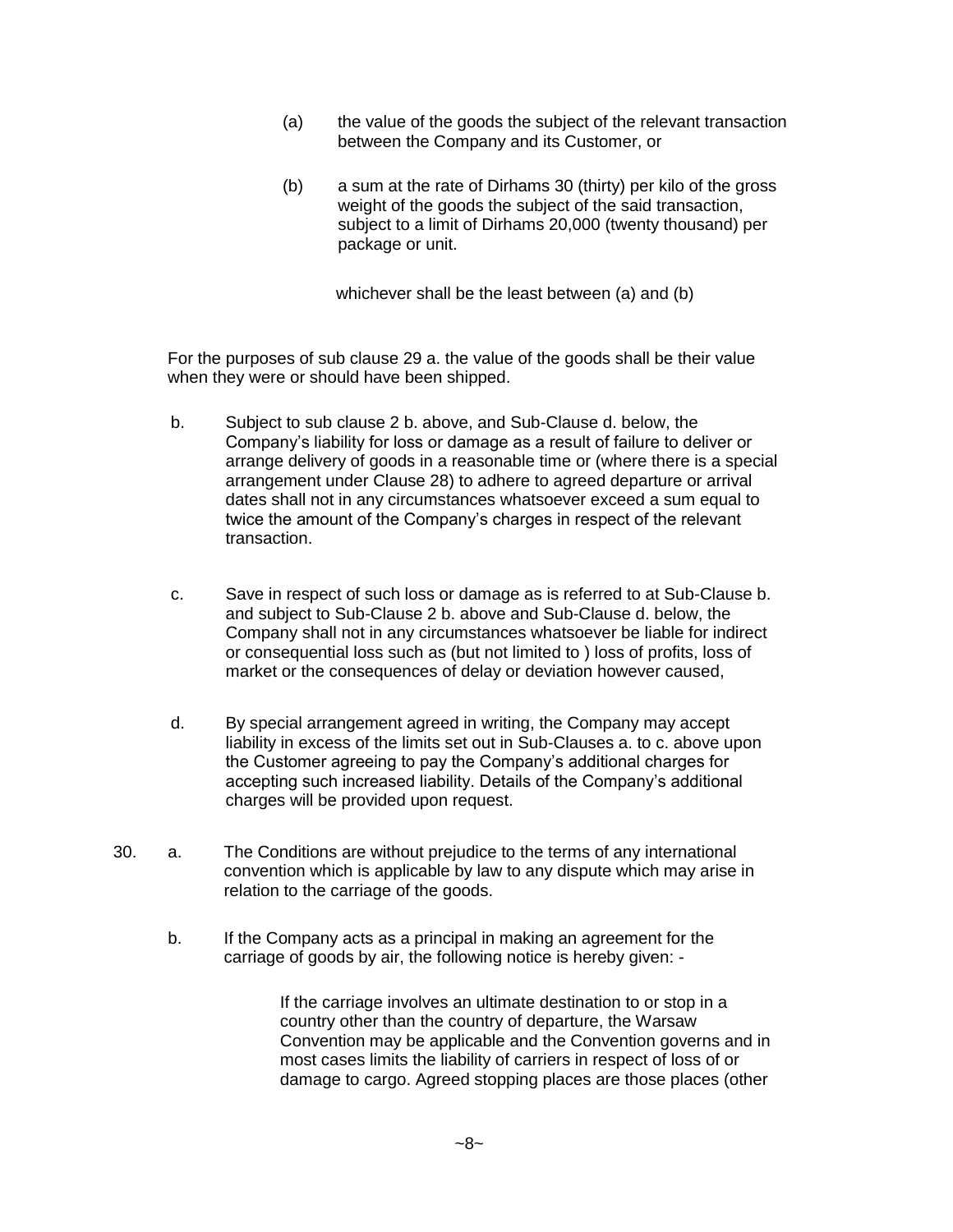(a) the value of the goods the subject of the relevant transaction between the Company and its Customer, or

(b) a sum at the rate of Dirhams 30 (thirty) per kilo of the gross weight of the goods the subject of the said transaction, subject to a limit of Dirhams 20,000 (twenty thousand) per package or unit.

whichever shall be the least between (a) and (b)

For the purposes of sub clause 29 a. the value of the goods shall be their value when they were or should have been shipped.

b. Subject to sub clause 2 b. above, and Sub-Clause d. below, the Company's liability for loss or damage as a result of failure to deliver or arrange delivery of goods in a reasonable time or (where there is a special arrangement under Clause 28) to adhere to agreed departure or arrival dates shall not in any circumstances whatsoever exceed a sum equal to twice the amount of the Company's charges in respect of the relevant transaction.

c. Save in respect of such loss or damage as is referred to at Sub-Clause b. and subject to Sub-Clause 2 b. above and Sub-Clause d. below, the Company shall not in any circumstances whatsoever be liable for indirect or consequential loss such as (but not limited to ) loss of profits, loss of market or the consequences of delay or deviation however caused,

d. By special arrangement agreed in writing, the Company may accept liability in excess of the limits set out in Sub-Clauses a. to c. above upon the Customer agreeing to pay the Company's additional charges for accepting such increased liability. Details of the Company's additional charges will be provided upon request.

30. a. The Conditions are without prejudice to the terms of any international convention which is applicable by law to any dispute which may arise in relation to the carriage of the goods.

b. If the Company acts as a principal in making an agreement for the carriage of goods by air, the following notice is hereby given: -

> If the carriage involves an ultimate destination to or stop in a country other than the country of departure, the Warsaw Convention may be applicable and the Convention governs and in most cases limits the liability of carriers in respect of loss of or damage to cargo. Agreed stopping places are those places (other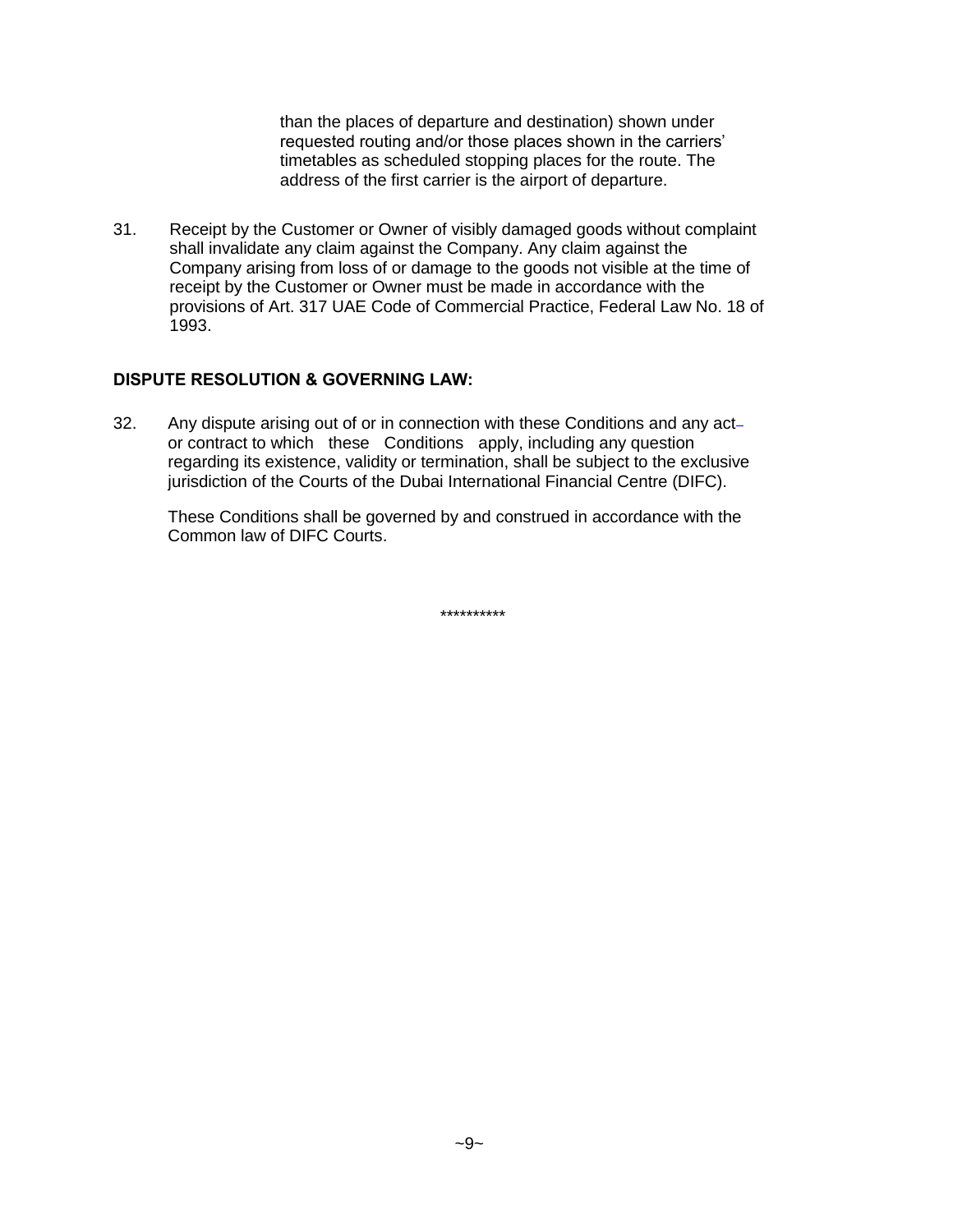than the places of departure and destination) shown under requested routing and/or those places shown in the carriers' timetables as scheduled stopping places for the route. The address of the first carrier is the airport of departure.

31. Receipt by the Customer or Owner of visibly damaged goods without complaint shall invalidate any claim against the Company. Any claim against the Company arising from loss of or damage to the goods not visible at the time of receipt by the Customer or Owner must be made in accordance with the provisions of Art. 317 UAE Code of Commercial Practice, Federal Law No. 18 of 1993.

**DISPUTE RESOLUTION & GOVERNING LAW:**

32. Any dispute arising out of or in connection with these Conditions and any act or contract to which these Conditions apply, including any question regarding its existence, validity or termination, shall be subject to the exclusive jurisdiction of the Courts of the Dubai International Financial Centre (DIFC).

These Conditions shall be governed by and construed in accordance with the Common law of DIFC Courts.

**********